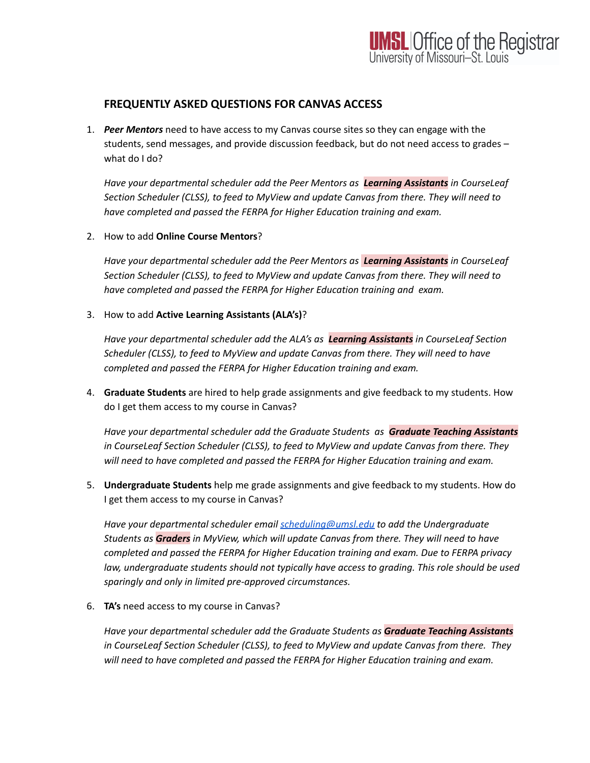UMSL Office of the Registrar
University of Missouri–St. Louis

## FREQUENTLY ASKED QUESTIONS FOR CANVAS ACCESS

1. ***Peer Mentors*** need to have access to my Canvas course sites so they can engage with the students, send messages, and provide discussion feedback, but do not need access to grades – what do I do?

   *Have your departmental scheduler add the Peer Mentors as **Learning Assistants** in CourseLeaf Section Scheduler (CLSS), to feed to MyView and update Canvas from there. They will need to have completed and passed the FERPA for Higher Education training and exam.*

2. How to add **Online Course Mentors**?

   *Have your departmental scheduler add the Peer Mentors as **Learning Assistants** in CourseLeaf Section Scheduler (CLSS), to feed to MyView and update Canvas from there. They will need to have completed and passed the FERPA for Higher Education training and exam.*

3. How to add **Active Learning Assistants (ALA's)**?

   *Have your departmental scheduler add the ALA's as **Learning Assistants** in CourseLeaf Section Scheduler (CLSS), to feed to MyView and update Canvas from there. They will need to have completed and passed the FERPA for Higher Education training and exam.*

4. **Graduate Students** are hired to help grade assignments and give feedback to my students. How do I get them access to my course in Canvas?

   *Have your departmental scheduler add the Graduate Students as **Graduate Teaching Assistants** in CourseLeaf Section Scheduler (CLSS), to feed to MyView and update Canvas from there. They will need to have completed and passed the FERPA for Higher Education training and exam.*

5. **Undergraduate Students** help me grade assignments and give feedback to my students. How do I get them access to my course in Canvas?

   *Have your departmental scheduler email [scheduling@umsl.edu](mailto:scheduling@umsl.edu) to add the Undergraduate Students as **Graders** in MyView, which will update Canvas from there. They will need to have completed and passed the FERPA for Higher Education training and exam. Due to FERPA privacy law, undergraduate students should not typically have access to grading. This role should be used sparingly and only in limited pre-approved circumstances.*

6. **TA's** need access to my course in Canvas?

   *Have your departmental scheduler add the Graduate Students as **Graduate Teaching Assistants** in CourseLeaf Section Scheduler (CLSS), to feed to MyView and update Canvas from there. They will need to have completed and passed the FERPA for Higher Education training and exam.*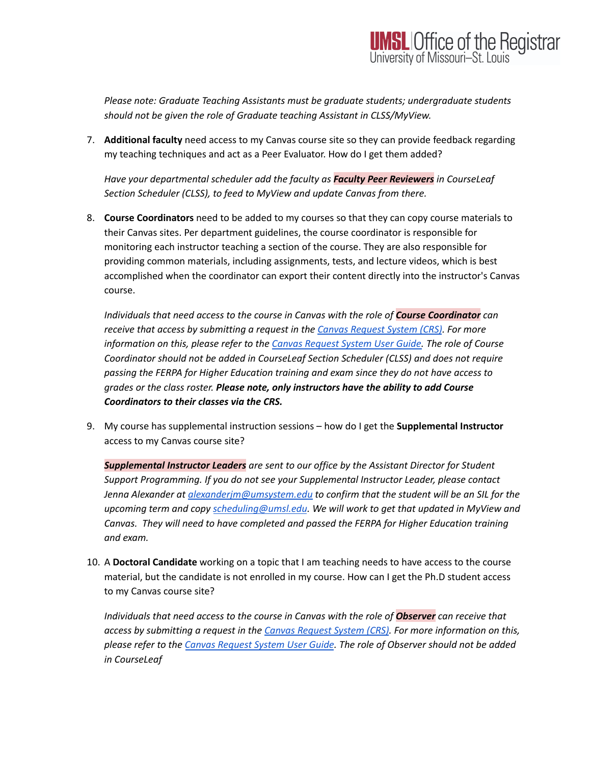*Please note: Graduate Teaching Assistants must be graduate students; undergraduate students should not be given the role of Graduate teaching Assistant in CLSS/MyView.*

7. **Additional faculty** need access to my Canvas course site so they can provide feedback regarding my teaching techniques and act as a Peer Evaluator. How do I get them added?

   *Have your departmental scheduler add the faculty as **Faculty Peer Reviewers** in CourseLeaf Section Scheduler (CLSS), to feed to MyView and update Canvas from there.*

8. **Course Coordinators** need to be added to my courses so that they can copy course materials to their Canvas sites. Per department guidelines, the course coordinator is responsible for monitoring each instructor teaching a section of the course. They are also responsible for providing common materials, including assignments, tests, and lecture videos, which is best accomplished when the coordinator can export their content directly into the instructor's Canvas course.

   *Individuals that need access to the course in Canvas with the role of **Course Coordinator** can receive that access by submitting a request in the [Canvas Request System (CRS)](). For more information on this, please refer to the [Canvas Request System User Guide](). The role of Course Coordinator should not be added in CourseLeaf Section Scheduler (CLSS) and does not require passing the FERPA for Higher Education training and exam since they do not have access to grades or the class roster. **Please note, only instructors have the ability to add Course Coordinators to their classes via the CRS.***

9. My course has supplemental instruction sessions – how do I get the **Supplemental Instructor** access to my Canvas course site?

   ***Supplemental Instructor Leaders** are sent to our office by the Assistant Director for Student Support Programming. If you do not see your Supplemental Instructor Leader, please contact Jenna Alexander at alexanderjm@umsystem.edu to confirm that the student will be an SIL for the upcoming term and copy scheduling@umsl.edu. We will work to get that updated in MyView and Canvas. They will need to have completed and passed the FERPA for Higher Education training and exam.*

10. A **Doctoral Candidate** working on a topic that I am teaching needs to have access to the course material, but the candidate is not enrolled in my course. How can I get the Ph.D student access to my Canvas course site?

    *Individuals that need access to the course in Canvas with the role of **Observer** can receive that access by submitting a request in the [Canvas Request System (CRS)](). For more information on this, please refer to the [Canvas Request System User Guide](). The role of Observer should not be added in CourseLeaf*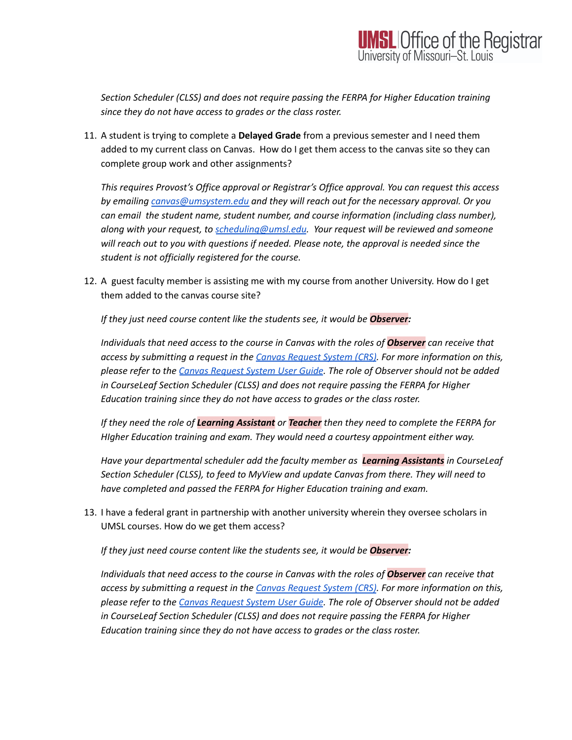*Section Scheduler (CLSS) and does not require passing the FERPA for Higher Education training since they do not have access to grades or the class roster.*

11. A student is trying to complete a **Delayed Grade** from a previous semester and I need them added to my current class on Canvas. How do I get them access to the canvas site so they can complete group work and other assignments?

    *This requires Provost's Office approval or Registrar's Office approval. You can request this access by emailing [canvas@umsystem.edu](mailto:canvas@umsystem.edu) and they will reach out for the necessary approval. Or you can email the student name, student number, and course information (including class number), along with your request, to [scheduling@umsl.edu](mailto:scheduling@umsl.edu). Your request will be reviewed and someone will reach out to you with questions if needed. Please note, the approval is needed since the student is not officially registered for the course.*

12. A guest faculty member is assisting me with my course from another University. How do I get them added to the canvas course site?

    *If they just need course content like the students see, it would be **Observer**:*

    *Individuals that need access to the course in Canvas with the roles of **Observer** can receive that access by submitting a request in the Canvas Request System (CRS). For more information on this, please refer to the Canvas Request System User Guide. The role of Observer should not be added in CourseLeaf Section Scheduler (CLSS) and does not require passing the FERPA for Higher Education training since they do not have access to grades or the class roster.*

    *If they need the role of **Learning Assistant** or **Teacher** then they need to complete the FERPA for HIgher Education training and exam. They would need a courtesy appointment either way.*

    *Have your departmental scheduler add the faculty member as **Learning Assistants** in CourseLeaf Section Scheduler (CLSS), to feed to MyView and update Canvas from there. They will need to have completed and passed the FERPA for Higher Education training and exam.*

13. I have a federal grant in partnership with another university wherein they oversee scholars in UMSL courses. How do we get them access?

    *If they just need course content like the students see, it would be **Observer**:*

    *Individuals that need access to the course in Canvas with the roles of **Observer** can receive that access by submitting a request in the Canvas Request System (CRS). For more information on this, please refer to the Canvas Request System User Guide. The role of Observer should not be added in CourseLeaf Section Scheduler (CLSS) and does not require passing the FERPA for Higher Education training since they do not have access to grades or the class roster.*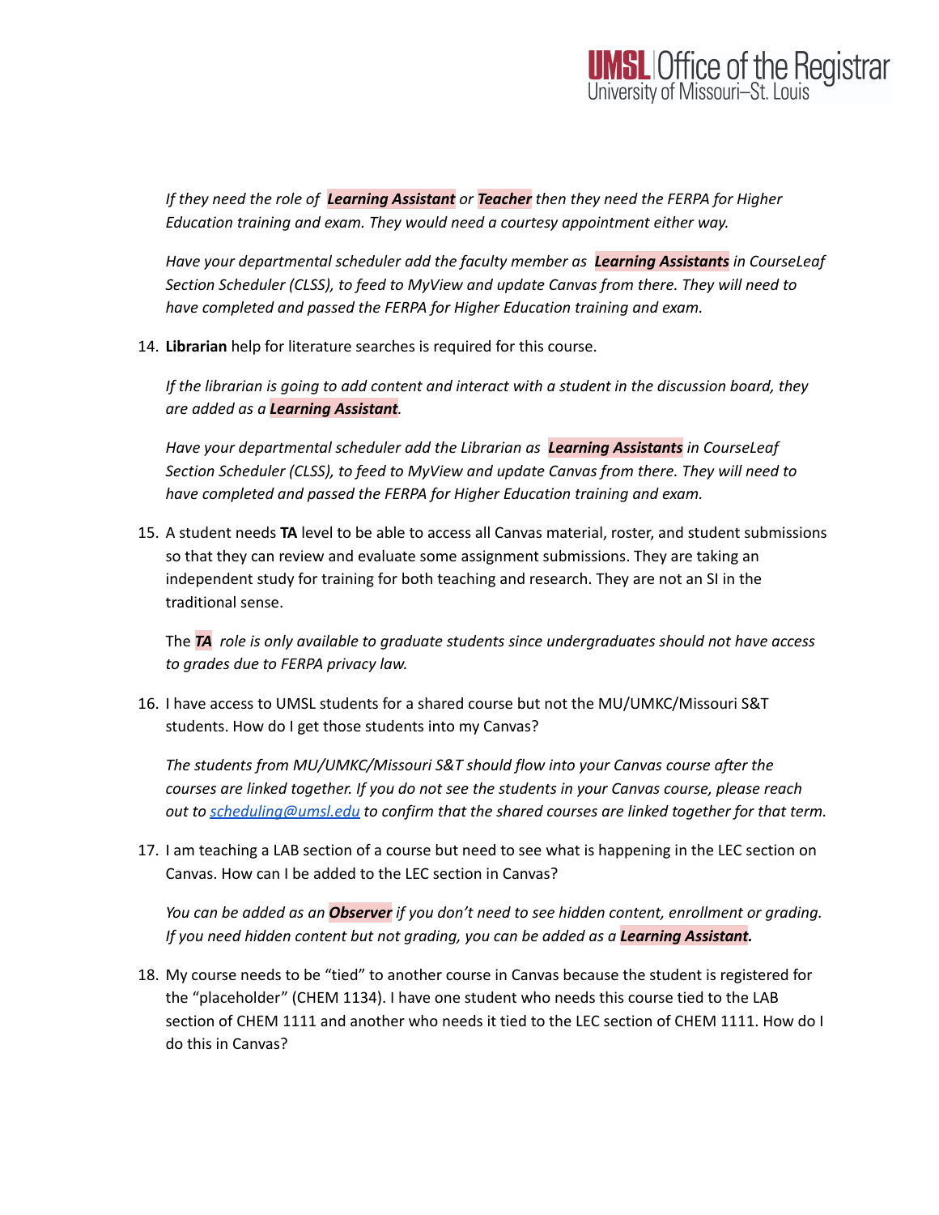*If they need the role of* ***Learning Assistant*** *or* ***Teacher*** *then they need the FERPA for Higher Education training and exam. They would need a courtesy appointment either way.*

*Have your departmental scheduler add the faculty member as* ***Learning Assistants*** *in CourseLeaf Section Scheduler (CLSS), to feed to MyView and update Canvas from there. They will need to have completed and passed the FERPA for Higher Education training and exam.*

14. **Librarian** help for literature searches is required for this course.

    *If the librarian is going to add content and interact with a student in the discussion board, they are added as a* ***Learning Assistant****.*

    *Have your departmental scheduler add the Librarian as* ***Learning Assistants*** *in CourseLeaf Section Scheduler (CLSS), to feed to MyView and update Canvas from there. They will need to have completed and passed the FERPA for Higher Education training and exam.*

15. A student needs **TA** level to be able to access all Canvas material, roster, and student submissions so that they can review and evaluate some assignment submissions. They are taking an independent study for training for both teaching and research. They are not an SI in the traditional sense.

    The ***TA*** *role is only available to graduate students since undergraduates should not have access to grades due to FERPA privacy law.*

16. I have access to UMSL students for a shared course but not the MU/UMKC/Missouri S&T students. How do I get those students into my Canvas?

    *The students from MU/UMKC/Missouri S&T should flow into your Canvas course after the courses are linked together. If you do not see the students in your Canvas course, please reach out to [scheduling@umsl.edu](mailto:scheduling@umsl.edu) to confirm that the shared courses are linked together for that term.*

17. I am teaching a LAB section of a course but need to see what is happening in the LEC section on Canvas. How can I be added to the LEC section in Canvas?

    *You can be added as an* ***Observer*** *if you don't need to see hidden content, enrollment or grading. If you need hidden content but not grading, you can be added as a* ***Learning Assistant.***

18. My course needs to be "tied" to another course in Canvas because the student is registered for the "placeholder" (CHEM 1134). I have one student who needs this course tied to the LAB section of CHEM 1111 and another who needs it tied to the LEC section of CHEM 1111. How do I do this in Canvas?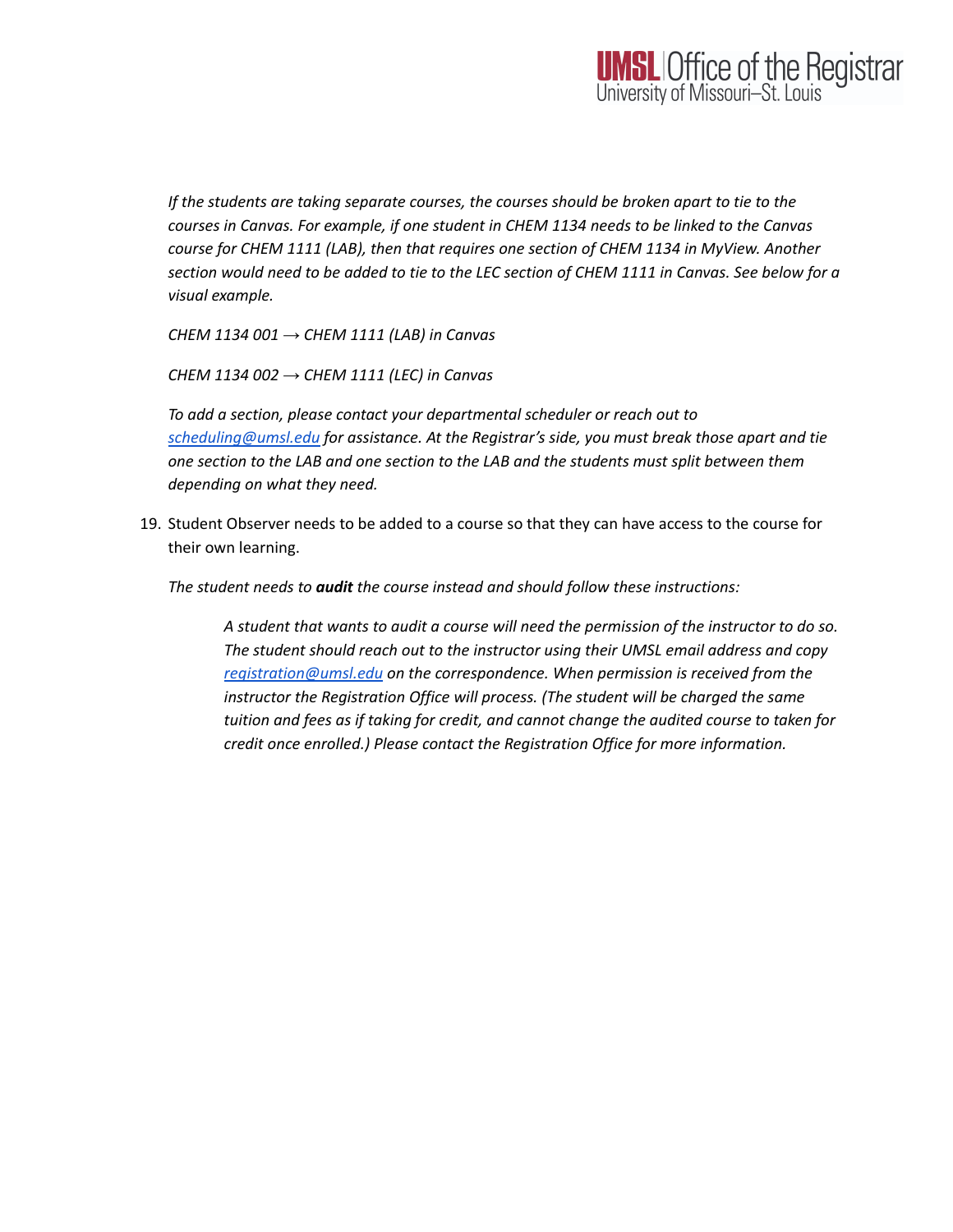*If the students are taking separate courses, the courses should be broken apart to tie to the courses in Canvas. For example, if one student in CHEM 1134 needs to be linked to the Canvas course for CHEM 1111 (LAB), then that requires one section of CHEM 1134 in MyView. Another section would need to be added to tie to the LEC section of CHEM 1111 in Canvas. See below for a visual example.*

*CHEM 1134 001 → CHEM 1111 (LAB) in Canvas*

*CHEM 1134 002 → CHEM 1111 (LEC) in Canvas*

*To add a section, please contact your departmental scheduler or reach out to [scheduling@umsl.edu](mailto:scheduling@umsl.edu) for assistance. At the Registrar's side, you must break those apart and tie one section to the LAB and one section to the LAB and the students must split between them depending on what they need.*

19. Student Observer needs to be added to a course so that they can have access to the course for their own learning.

    *The student needs to **audit** the course instead and should follow these instructions:*

    > *A student that wants to audit a course will need the permission of the instructor to do so. The student should reach out to the instructor using their UMSL email address and copy [registration@umsl.edu](mailto:registration@umsl.edu) on the correspondence. When permission is received from the instructor the Registration Office will process. (The student will be charged the same tuition and fees as if taking for credit, and cannot change the audited course to taken for credit once enrolled.) Please contact the Registration Office for more information.*